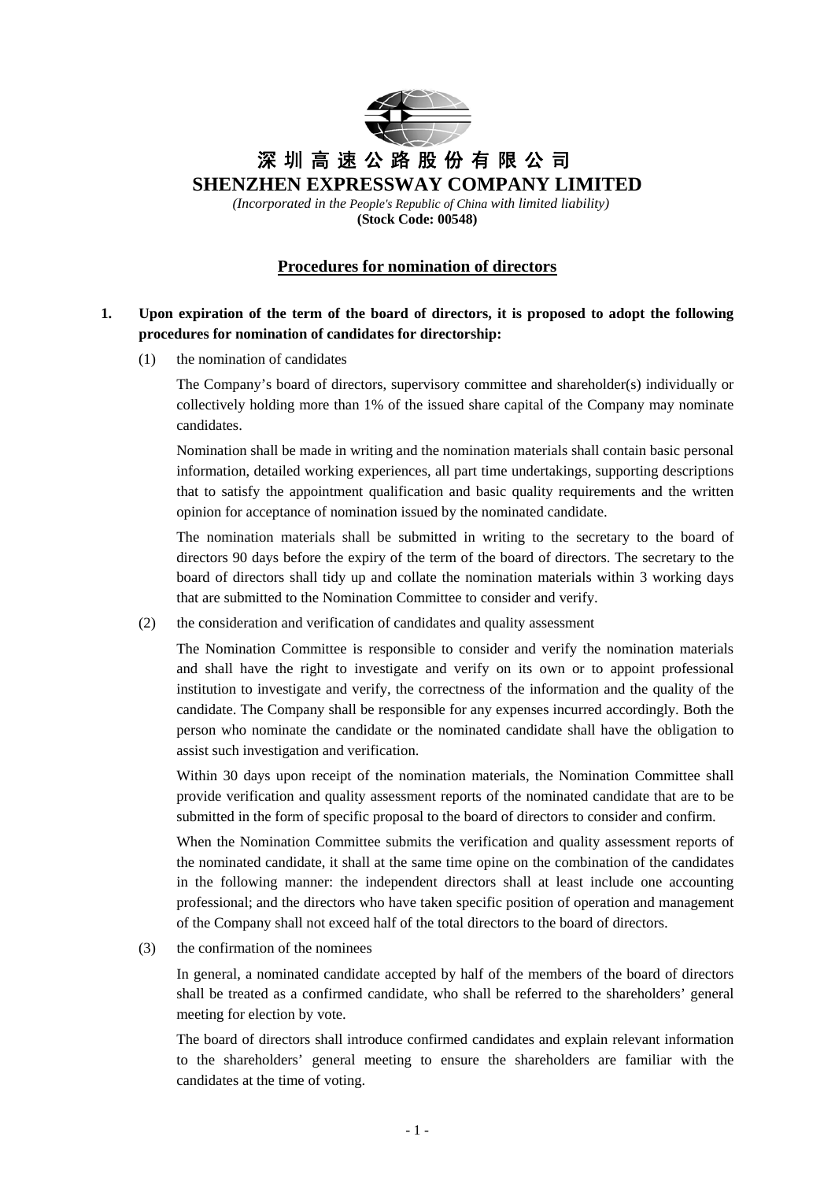# 深圳高速公路股份有限公司

## SHENZHEN EXPRESSWAY COMPANY LIMITED

*(Incorporated in the People's Republic of China with limited liability)*

**(Stock Code: 00548)**

## Procedures for nomination of directors

**1. Upon expiration of the term of the board of directors, it is proposed to adopt the following procedures for nomination of candidates for directorship:**

(1) the nomination of candidates

The Company's board of directors, supervisory committee and shareholder(s) individually or collectively holding more than 1% of the issued share capital of the Company may nominate candidates.

Nomination shall be made in writing and the nomination materials shall contain basic personal information, detailed working experiences, all part time undertakings, supporting descriptions that to satisfy the appointment qualification and basic quality requirements and the written opinion for acceptance of nomination issued by the nominated candidate.

The nomination materials shall be submitted in writing to the secretary to the board of directors 90 days before the expiry of the term of the board of directors. The secretary to the board of directors shall tidy up and collate the nomination materials within 3 working days that are submitted to the Nomination Committee to consider and verify.

(2) the consideration and verification of candidates and quality assessment

The Nomination Committee is responsible to consider and verify the nomination materials and shall have the right to investigate and verify on its own or to appoint professional institution to investigate and verify, the correctness of the information and the quality of the candidate. The Company shall be responsible for any expenses incurred accordingly. Both the person who nominate the candidate or the nominated candidate shall have the obligation to assist such investigation and verification.

Within 30 days upon receipt of the nomination materials, the Nomination Committee shall provide verification and quality assessment reports of the nominated candidate that are to be submitted in the form of specific proposal to the board of directors to consider and confirm.

When the Nomination Committee submits the verification and quality assessment reports of the nominated candidate, it shall at the same time opine on the combination of the candidates in the following manner: the independent directors shall at least include one accounting professional; and the directors who have taken specific position of operation and management of the Company shall not exceed half of the total directors to the board of directors.

(3) the confirmation of the nominees

In general, a nominated candidate accepted by half of the members of the board of directors shall be treated as a confirmed candidate, who shall be referred to the shareholders' general meeting for election by vote.

The board of directors shall introduce confirmed candidates and explain relevant information to the shareholders' general meeting to ensure the shareholders are familiar with the candidates at the time of voting.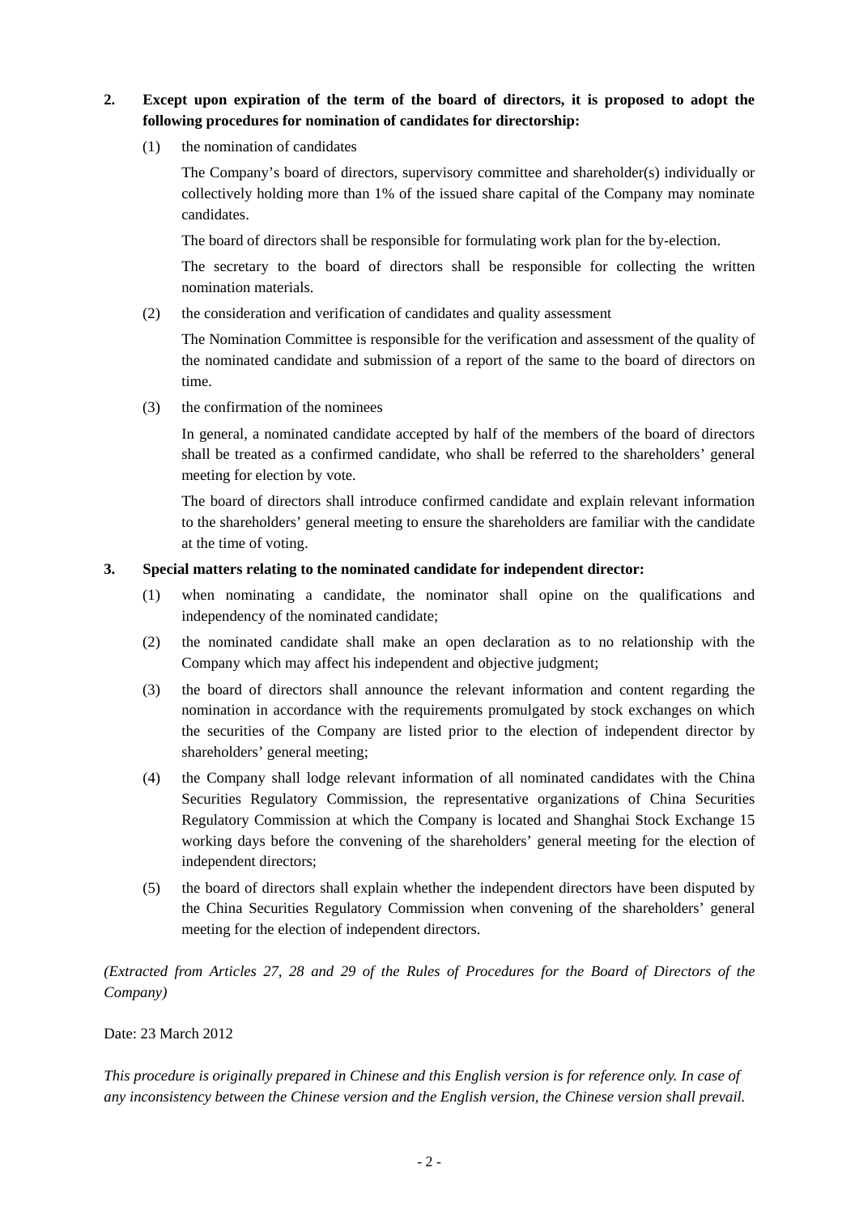**2. Except upon expiration of the term of the board of directors, it is proposed to adopt the following procedures for nomination of candidates for directorship:**

(1) the nomination of candidates

The Company's board of directors, supervisory committee and shareholder(s) individually or collectively holding more than 1% of the issued share capital of the Company may nominate candidates.

The board of directors shall be responsible for formulating work plan for the by-election.

The secretary to the board of directors shall be responsible for collecting the written nomination materials.

(2) the consideration and verification of candidates and quality assessment

The Nomination Committee is responsible for the verification and assessment of the quality of the nominated candidate and submission of a report of the same to the board of directors on time.

(3) the confirmation of the nominees

In general, a nominated candidate accepted by half of the members of the board of directors shall be treated as a confirmed candidate, who shall be referred to the shareholders' general meeting for election by vote.

The board of directors shall introduce confirmed candidate and explain relevant information to the shareholders' general meeting to ensure the shareholders are familiar with the candidate at the time of voting.

**3. Special matters relating to the nominated candidate for independent director:**

(1) when nominating a candidate, the nominator shall opine on the qualifications and independency of the nominated candidate;

(2) the nominated candidate shall make an open declaration as to no relationship with the Company which may affect his independent and objective judgment;

(3) the board of directors shall announce the relevant information and content regarding the nomination in accordance with the requirements promulgated by stock exchanges on which the securities of the Company are listed prior to the election of independent director by shareholders' general meeting;

(4) the Company shall lodge relevant information of all nominated candidates with the China Securities Regulatory Commission, the representative organizations of China Securities Regulatory Commission at which the Company is located and Shanghai Stock Exchange 15 working days before the convening of the shareholders' general meeting for the election of independent directors;

(5) the board of directors shall explain whether the independent directors have been disputed by the China Securities Regulatory Commission when convening of the shareholders' general meeting for the election of independent directors.

*(Extracted from Articles 27, 28 and 29 of the Rules of Procedures for the Board of Directors of the Company)*

Date: 23 March 2012

*This procedure is originally prepared in Chinese and this English version is for reference only. In case of any inconsistency between the Chinese version and the English version, the Chinese version shall prevail.*